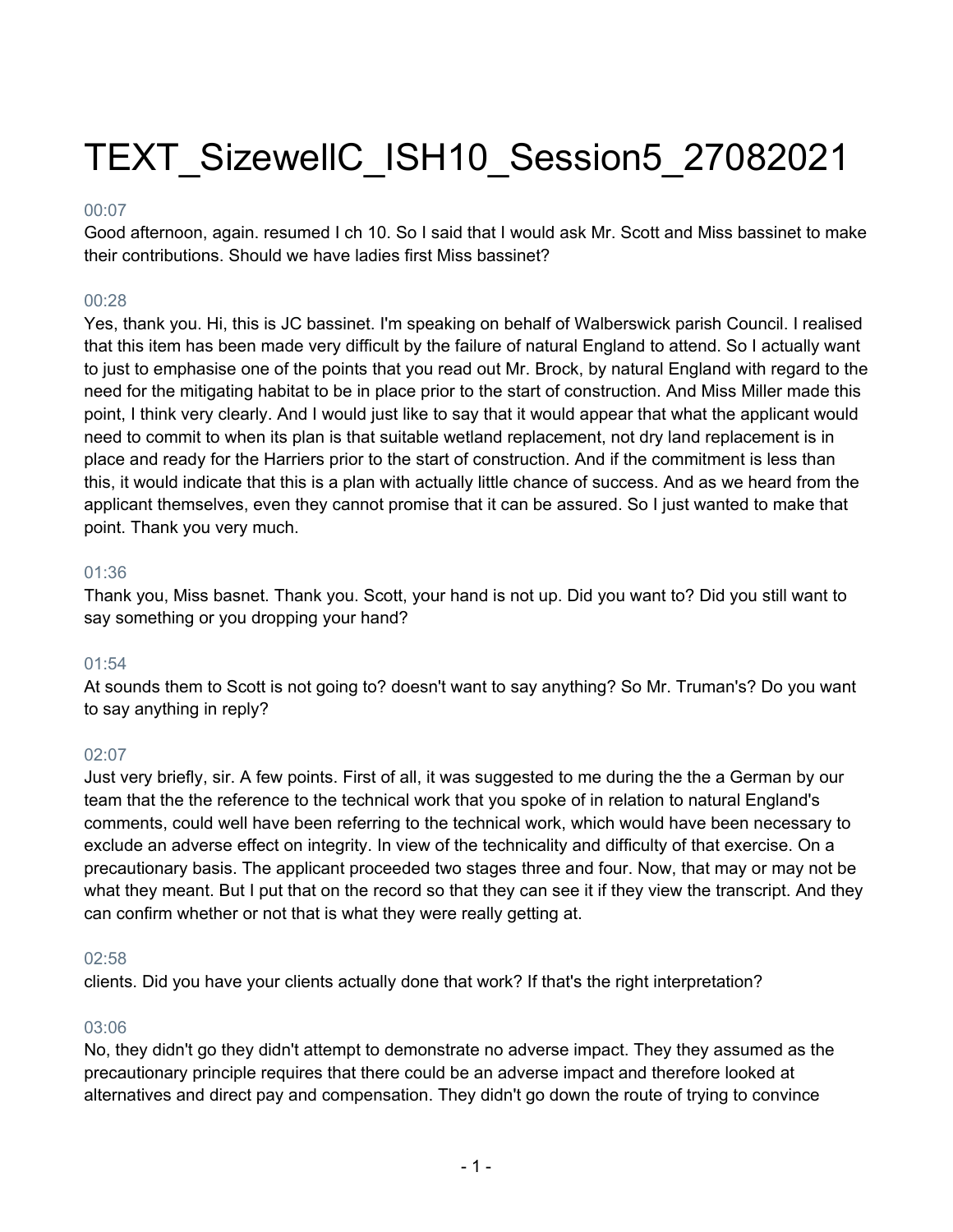# TEXT_SizewellC_ISH10_Session5_27082021

00:07

Good afternoon, again. resumed I ch 10. So I said that I would ask Mr. Scott and Miss bassinet to make their contributions. Should we have ladies first Miss bassinet?

00:28

Yes, thank you. Hi, this is JC bassinet. I'm speaking on behalf of Walberswick parish Council. I realised that this item has been made very difficult by the failure of natural England to attend. So I actually want to just to emphasise one of the points that you read out Mr. Brock, by natural England with regard to the need for the mitigating habitat to be in place prior to the start of construction. And Miss Miller made this point, I think very clearly. And I would just like to say that it would appear that what the applicant would need to commit to when its plan is that suitable wetland replacement, not dry land replacement is in place and ready for the Harriers prior to the start of construction. And if the commitment is less than this, it would indicate that this is a plan with actually little chance of success. And as we heard from the applicant themselves, even they cannot promise that it can be assured. So I just wanted to make that point. Thank you very much.

01:36

Thank you, Miss basnet. Thank you. Scott, your hand is not up. Did you want to? Did you still want to say something or you dropping your hand?

01:54

At sounds them to Scott is not going to? doesn't want to say anything? So Mr. Truman's? Do you want to say anything in reply?

02:07

Just very briefly, sir. A few points. First of all, it was suggested to me during the the a German by our team that the the reference to the technical work that you spoke of in relation to natural England's comments, could well have been referring to the technical work, which would have been necessary to exclude an adverse effect on integrity. In view of the technicality and difficulty of that exercise. On a precautionary basis. The applicant proceeded two stages three and four. Now, that may or may not be what they meant. But I put that on the record so that they can see it if they view the transcript. And they can confirm whether or not that is what they were really getting at.

02:58

clients. Did you have your clients actually done that work? If that's the right interpretation?

03:06

No, they didn't go they didn't attempt to demonstrate no adverse impact. They they assumed as the precautionary principle requires that there could be an adverse impact and therefore looked at alternatives and direct pay and compensation. They didn't go down the route of trying to convince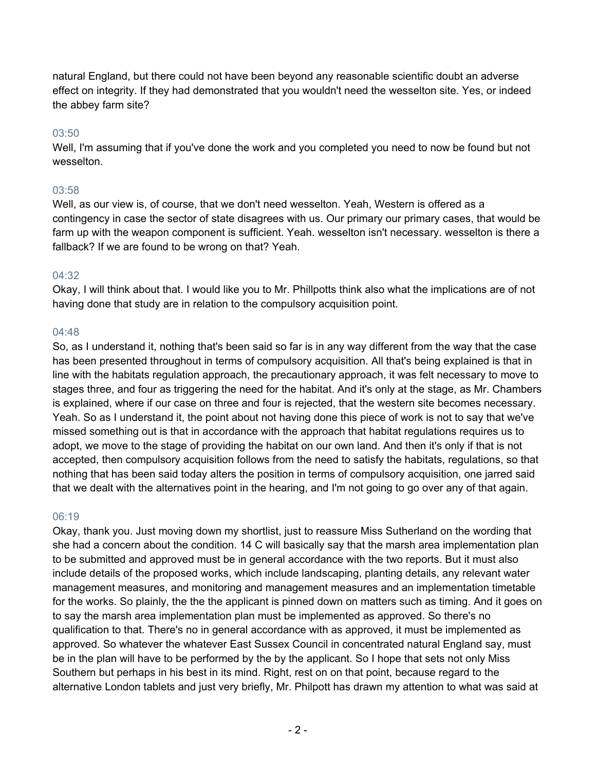natural England, but there could not have been beyond any reasonable scientific doubt an adverse effect on integrity. If they had demonstrated that you wouldn't need the wesselton site. Yes, or indeed the abbey farm site?

03:50

Well, I'm assuming that if you've done the work and you completed you need to now be found but not wesselton.

03:58

Well, as our view is, of course, that we don't need wesselton. Yeah, Western is offered as a contingency in case the sector of state disagrees with us. Our primary our primary cases, that would be farm up with the weapon component is sufficient. Yeah. wesselton isn't necessary. wesselton is there a fallback? If we are found to be wrong on that? Yeah.

04:32

Okay, I will think about that. I would like you to Mr. Phillpotts think also what the implications are of not having done that study are in relation to the compulsory acquisition point.

04:48

So, as I understand it, nothing that's been said so far is in any way different from the way that the case has been presented throughout in terms of compulsory acquisition. All that's being explained is that in line with the habitats regulation approach, the precautionary approach, it was felt necessary to move to stages three, and four as triggering the need for the habitat. And it's only at the stage, as Mr. Chambers is explained, where if our case on three and four is rejected, that the western site becomes necessary. Yeah. So as I understand it, the point about not having done this piece of work is not to say that we've missed something out is that in accordance with the approach that habitat regulations requires us to adopt, we move to the stage of providing the habitat on our own land. And then it's only if that is not accepted, then compulsory acquisition follows from the need to satisfy the habitats, regulations, so that nothing that has been said today alters the position in terms of compulsory acquisition, one jarred said that we dealt with the alternatives point in the hearing, and I'm not going to go over any of that again.

06:19

Okay, thank you. Just moving down my shortlist, just to reassure Miss Sutherland on the wording that she had a concern about the condition. 14 C will basically say that the marsh area implementation plan to be submitted and approved must be in general accordance with the two reports. But it must also include details of the proposed works, which include landscaping, planting details, any relevant water management measures, and monitoring and management measures and an implementation timetable for the works. So plainly, the the the applicant is pinned down on matters such as timing. And it goes on to say the marsh area implementation plan must be implemented as approved. So there's no qualification to that. There's no in general accordance with as approved, it must be implemented as approved. So whatever the whatever East Sussex Council in concentrated natural England say, must be in the plan will have to be performed by the by the applicant. So I hope that sets not only Miss Southern but perhaps in his best in its mind. Right, rest on on that point, because regard to the alternative London tablets and just very briefly, Mr. Philpott has drawn my attention to what was said at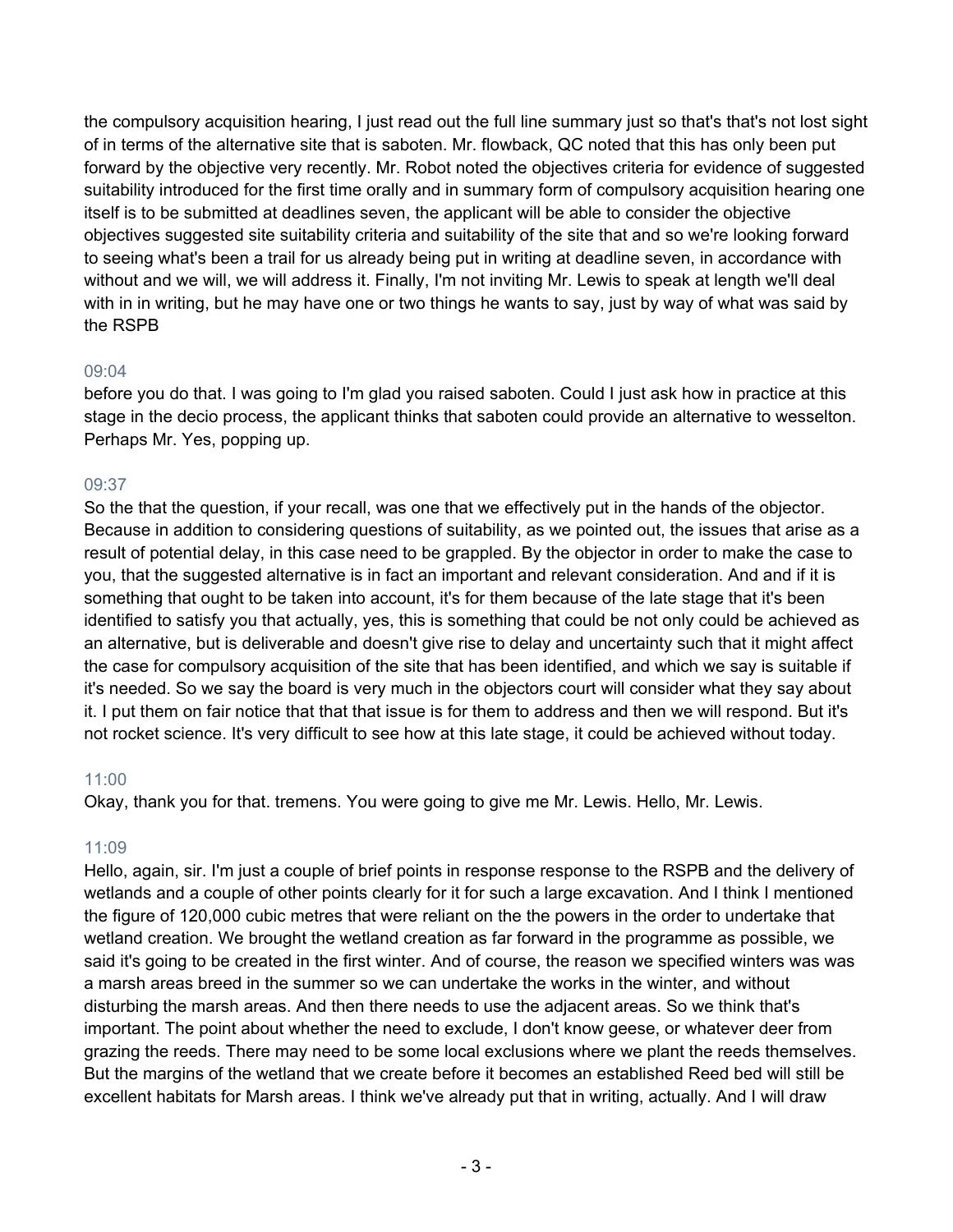the compulsory acquisition hearing, I just read out the full line summary just so that's that's not lost sight of in terms of the alternative site that is saboten. Mr. flowback, QC noted that this has only been put forward by the objective very recently. Mr. Robot noted the objectives criteria for evidence of suggested suitability introduced for the first time orally and in summary form of compulsory acquisition hearing one itself is to be submitted at deadlines seven, the applicant will be able to consider the objective objectives suggested site suitability criteria and suitability of the site that and so we're looking forward to seeing what's been a trail for us already being put in writing at deadline seven, in accordance with without and we will, we will address it. Finally, I'm not inviting Mr. Lewis to speak at length we'll deal with in in writing, but he may have one or two things he wants to say, just by way of what was said by the RSPB

09:04

before you do that. I was going to I'm glad you raised saboten. Could I just ask how in practice at this stage in the decio process, the applicant thinks that saboten could provide an alternative to wesselton. Perhaps Mr. Yes, popping up.

09:37

So the that the question, if your recall, was one that we effectively put in the hands of the objector. Because in addition to considering questions of suitability, as we pointed out, the issues that arise as a result of potential delay, in this case need to be grappled. By the objector in order to make the case to you, that the suggested alternative is in fact an important and relevant consideration. And and if it is something that ought to be taken into account, it's for them because of the late stage that it's been identified to satisfy you that actually, yes, this is something that could be not only could be achieved as an alternative, but is deliverable and doesn't give rise to delay and uncertainty such that it might affect the case for compulsory acquisition of the site that has been identified, and which we say is suitable if it's needed. So we say the board is very much in the objectors court will consider what they say about it. I put them on fair notice that that that issue is for them to address and then we will respond. But it's not rocket science. It's very difficult to see how at this late stage, it could be achieved without today.

11:00

Okay, thank you for that. tremens. You were going to give me Mr. Lewis. Hello, Mr. Lewis.

11:09

Hello, again, sir. I'm just a couple of brief points in response response to the RSPB and the delivery of wetlands and a couple of other points clearly for it for such a large excavation. And I think I mentioned the figure of 120,000 cubic metres that were reliant on the the powers in the order to undertake that wetland creation. We brought the wetland creation as far forward in the programme as possible, we said it's going to be created in the first winter. And of course, the reason we specified winters was was a marsh areas breed in the summer so we can undertake the works in the winter, and without disturbing the marsh areas. And then there needs to use the adjacent areas. So we think that's important. The point about whether the need to exclude, I don't know geese, or whatever deer from grazing the reeds. There may need to be some local exclusions where we plant the reeds themselves. But the margins of the wetland that we create before it becomes an established Reed bed will still be excellent habitats for Marsh areas. I think we've already put that in writing, actually. And I will draw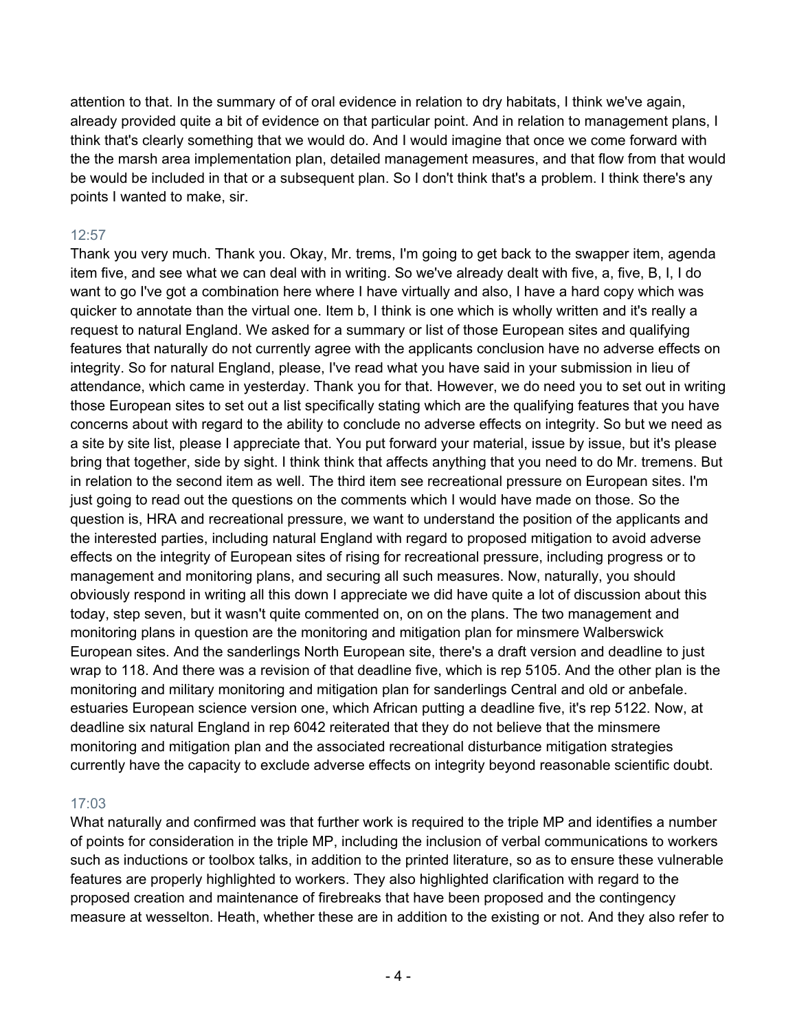attention to that. In the summary of of oral evidence in relation to dry habitats, I think we've again, already provided quite a bit of evidence on that particular point. And in relation to management plans, I think that's clearly something that we would do. And I would imagine that once we come forward with the the marsh area implementation plan, detailed management measures, and that flow from that would be would be included in that or a subsequent plan. So I don't think that's a problem. I think there's any points I wanted to make, sir.

12:57

Thank you very much. Thank you. Okay, Mr. trems, I'm going to get back to the swapper item, agenda item five, and see what we can deal with in writing. So we've already dealt with five, a, five, B, I, I do want to go I've got a combination here where I have virtually and also, I have a hard copy which was quicker to annotate than the virtual one. Item b, I think is one which is wholly written and it's really a request to natural England. We asked for a summary or list of those European sites and qualifying features that naturally do not currently agree with the applicants conclusion have no adverse effects on integrity. So for natural England, please, I've read what you have said in your submission in lieu of attendance, which came in yesterday. Thank you for that. However, we do need you to set out in writing those European sites to set out a list specifically stating which are the qualifying features that you have concerns about with regard to the ability to conclude no adverse effects on integrity. So but we need as a site by site list, please I appreciate that. You put forward your material, issue by issue, but it's please bring that together, side by sight. I think think that affects anything that you need to do Mr. tremens. But in relation to the second item as well. The third item see recreational pressure on European sites. I'm just going to read out the questions on the comments which I would have made on those. So the question is, HRA and recreational pressure, we want to understand the position of the applicants and the interested parties, including natural England with regard to proposed mitigation to avoid adverse effects on the integrity of European sites of rising for recreational pressure, including progress or to management and monitoring plans, and securing all such measures. Now, naturally, you should obviously respond in writing all this down I appreciate we did have quite a lot of discussion about this today, step seven, but it wasn't quite commented on, on on the plans. The two management and monitoring plans in question are the monitoring and mitigation plan for minsmere Walberswick European sites. And the sanderlings North European site, there's a draft version and deadline to just wrap to 118. And there was a revision of that deadline five, which is rep 5105. And the other plan is the monitoring and military monitoring and mitigation plan for sanderlings Central and old or anbefale. estuaries European science version one, which African putting a deadline five, it's rep 5122. Now, at deadline six natural England in rep 6042 reiterated that they do not believe that the minsmere monitoring and mitigation plan and the associated recreational disturbance mitigation strategies currently have the capacity to exclude adverse effects on integrity beyond reasonable scientific doubt.

17:03

What naturally and confirmed was that further work is required to the triple MP and identifies a number of points for consideration in the triple MP, including the inclusion of verbal communications to workers such as inductions or toolbox talks, in addition to the printed literature, so as to ensure these vulnerable features are properly highlighted to workers. They also highlighted clarification with regard to the proposed creation and maintenance of firebreaks that have been proposed and the contingency measure at wesselton. Heath, whether these are in addition to the existing or not. And they also refer to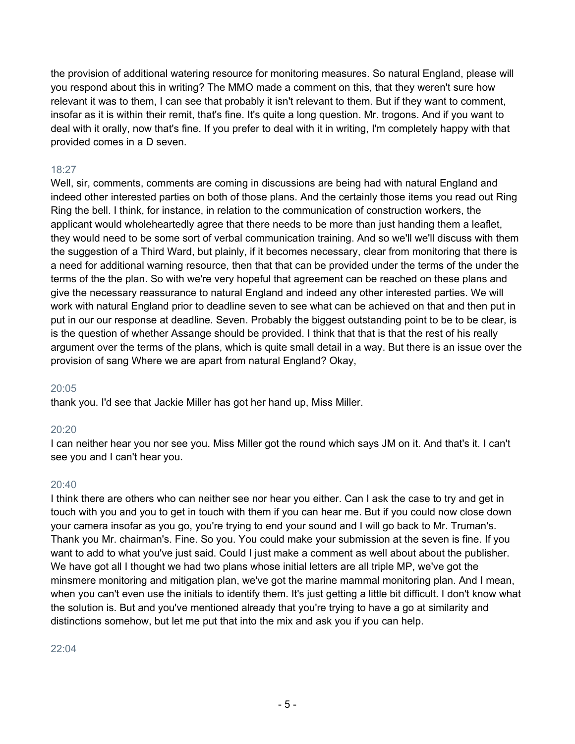the provision of additional watering resource for monitoring measures. So natural England, please will you respond about this in writing? The MMO made a comment on this, that they weren't sure how relevant it was to them, I can see that probably it isn't relevant to them. But if they want to comment, insofar as it is within their remit, that's fine. It's quite a long question. Mr. trogons. And if you want to deal with it orally, now that's fine. If you prefer to deal with it in writing, I'm completely happy with that provided comes in a D seven.

18:27

Well, sir, comments, comments are coming in discussions are being had with natural England and indeed other interested parties on both of those plans. And the certainly those items you read out Ring Ring the bell. I think, for instance, in relation to the communication of construction workers, the applicant would wholeheartedly agree that there needs to be more than just handing them a leaflet, they would need to be some sort of verbal communication training. And so we'll we'll discuss with them the suggestion of a Third Ward, but plainly, if it becomes necessary, clear from monitoring that there is a need for additional warning resource, then that that can be provided under the terms of the under the terms of the the plan. So with we're very hopeful that agreement can be reached on these plans and give the necessary reassurance to natural England and indeed any other interested parties. We will work with natural England prior to deadline seven to see what can be achieved on that and then put in put in our our response at deadline. Seven. Probably the biggest outstanding point to be to be clear, is is the question of whether Assange should be provided. I think that that is that the rest of his really argument over the terms of the plans, which is quite small detail in a way. But there is an issue over the provision of sang Where we are apart from natural England? Okay,

20:05

thank you. I'd see that Jackie Miller has got her hand up, Miss Miller.

20:20

I can neither hear you nor see you. Miss Miller got the round which says JM on it. And that's it. I can't see you and I can't hear you.

20:40

I think there are others who can neither see nor hear you either. Can I ask the case to try and get in touch with you and you to get in touch with them if you can hear me. But if you could now close down your camera insofar as you go, you're trying to end your sound and I will go back to Mr. Truman's. Thank you Mr. chairman's. Fine. So you. You could make your submission at the seven is fine. If you want to add to what you've just said. Could I just make a comment as well about about the publisher. We have got all I thought we had two plans whose initial letters are all triple MP, we've got the minsmere monitoring and mitigation plan, we've got the marine mammal monitoring plan. And I mean, when you can't even use the initials to identify them. It's just getting a little bit difficult. I don't know what the solution is. But and you've mentioned already that you're trying to have a go at similarity and distinctions somehow, but let me put that into the mix and ask you if you can help.

22:04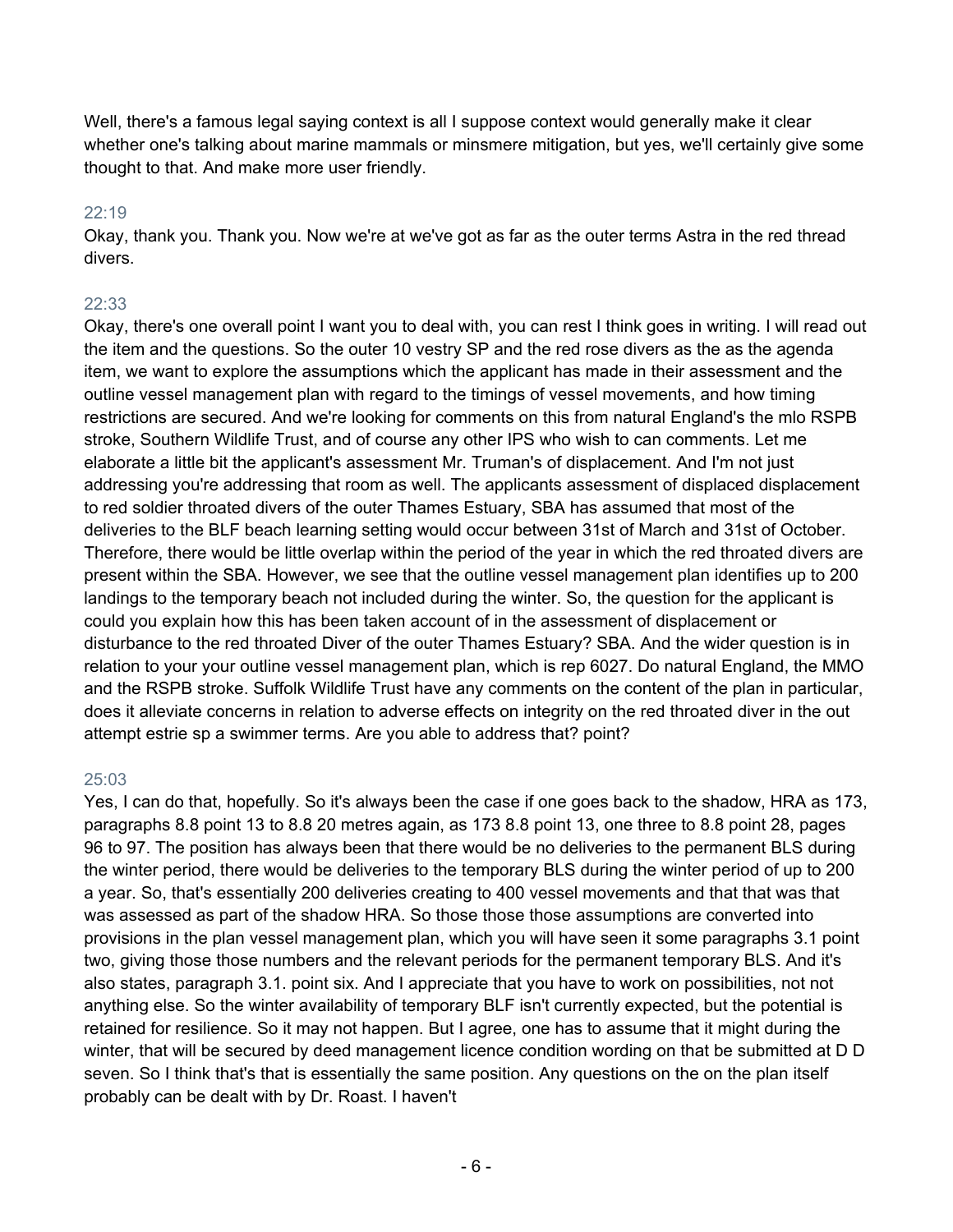Well, there's a famous legal saying context is all I suppose context would generally make it clear whether one's talking about marine mammals or minsmere mitigation, but yes, we'll certainly give some thought to that. And make more user friendly.

22:19

Okay, thank you. Thank you. Now we're at we've got as far as the outer terms Astra in the red thread divers.

22:33

Okay, there's one overall point I want you to deal with, you can rest I think goes in writing. I will read out the item and the questions. So the outer 10 vestry SP and the red rose divers as the as the agenda item, we want to explore the assumptions which the applicant has made in their assessment and the outline vessel management plan with regard to the timings of vessel movements, and how timing restrictions are secured. And we're looking for comments on this from natural England's the mlo RSPB stroke, Southern Wildlife Trust, and of course any other IPS who wish to can comments. Let me elaborate a little bit the applicant's assessment Mr. Truman's of displacement. And I'm not just addressing you're addressing that room as well. The applicants assessment of displaced displacement to red soldier throated divers of the outer Thames Estuary, SBA has assumed that most of the deliveries to the BLF beach learning setting would occur between 31st of March and 31st of October. Therefore, there would be little overlap within the period of the year in which the red throated divers are present within the SBA. However, we see that the outline vessel management plan identifies up to 200 landings to the temporary beach not included during the winter. So, the question for the applicant is could you explain how this has been taken account of in the assessment of displacement or disturbance to the red throated Diver of the outer Thames Estuary? SBA. And the wider question is in relation to your your outline vessel management plan, which is rep 6027. Do natural England, the MMO and the RSPB stroke. Suffolk Wildlife Trust have any comments on the content of the plan in particular, does it alleviate concerns in relation to adverse effects on integrity on the red throated diver in the out attempt estrie sp a swimmer terms. Are you able to address that? point?

25:03

Yes, I can do that, hopefully. So it's always been the case if one goes back to the shadow, HRA as 173, paragraphs 8.8 point 13 to 8.8 20 metres again, as 173 8.8 point 13, one three to 8.8 point 28, pages 96 to 97. The position has always been that there would be no deliveries to the permanent BLS during the winter period, there would be deliveries to the temporary BLS during the winter period of up to 200 a year. So, that's essentially 200 deliveries creating to 400 vessel movements and that that was that was assessed as part of the shadow HRA. So those those those assumptions are converted into provisions in the plan vessel management plan, which you will have seen it some paragraphs 3.1 point two, giving those those numbers and the relevant periods for the permanent temporary BLS. And it's also states, paragraph 3.1. point six. And I appreciate that you have to work on possibilities, not not anything else. So the winter availability of temporary BLF isn't currently expected, but the potential is retained for resilience. So it may not happen. But I agree, one has to assume that it might during the winter, that will be secured by deed management licence condition wording on that be submitted at D D seven. So I think that's that is essentially the same position. Any questions on the on the plan itself probably can be dealt with by Dr. Roast. I haven't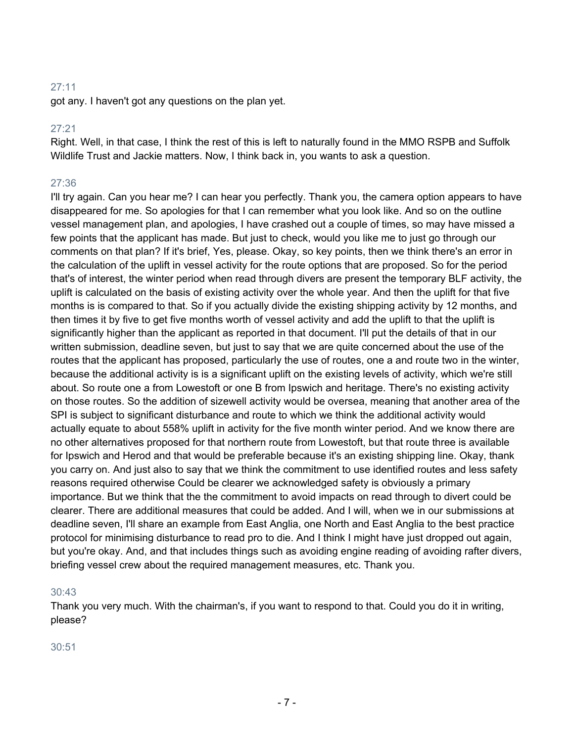27:11

got any. I haven't got any questions on the plan yet.

27:21

Right. Well, in that case, I think the rest of this is left to naturally found in the MMO RSPB and Suffolk Wildlife Trust and Jackie matters. Now, I think back in, you wants to ask a question.

27:36

I'll try again. Can you hear me? I can hear you perfectly. Thank you, the camera option appears to have disappeared for me. So apologies for that I can remember what you look like. And so on the outline vessel management plan, and apologies, I have crashed out a couple of times, so may have missed a few points that the applicant has made. But just to check, would you like me to just go through our comments on that plan? If it's brief, Yes, please. Okay, so key points, then we think there's an error in the calculation of the uplift in vessel activity for the route options that are proposed. So for the period that's of interest, the winter period when read through divers are present the temporary BLF activity, the uplift is calculated on the basis of existing activity over the whole year. And then the uplift for that five months is is compared to that. So if you actually divide the existing shipping activity by 12 months, and then times it by five to get five months worth of vessel activity and add the uplift to that the uplift is significantly higher than the applicant as reported in that document. I'll put the details of that in our written submission, deadline seven, but just to say that we are quite concerned about the use of the routes that the applicant has proposed, particularly the use of routes, one a and route two in the winter, because the additional activity is is a significant uplift on the existing levels of activity, which we're still about. So route one a from Lowestoft or one B from Ipswich and heritage. There's no existing activity on those routes. So the addition of sizewell activity would be oversea, meaning that another area of the SPI is subject to significant disturbance and route to which we think the additional activity would actually equate to about 558% uplift in activity for the five month winter period. And we know there are no other alternatives proposed for that northern route from Lowestoft, but that route three is available for Ipswich and Herod and that would be preferable because it's an existing shipping line. Okay, thank you carry on. And just also to say that we think the commitment to use identified routes and less safety reasons required otherwise Could be clearer we acknowledged safety is obviously a primary importance. But we think that the the commitment to avoid impacts on read through to divert could be clearer. There are additional measures that could be added. And I will, when we in our submissions at deadline seven, I'll share an example from East Anglia, one North and East Anglia to the best practice protocol for minimising disturbance to read pro to die. And I think I might have just dropped out again, but you're okay. And, and that includes things such as avoiding engine reading of avoiding rafter divers, briefing vessel crew about the required management measures, etc. Thank you.

30:43

Thank you very much. With the chairman's, if you want to respond to that. Could you do it in writing, please?

30:51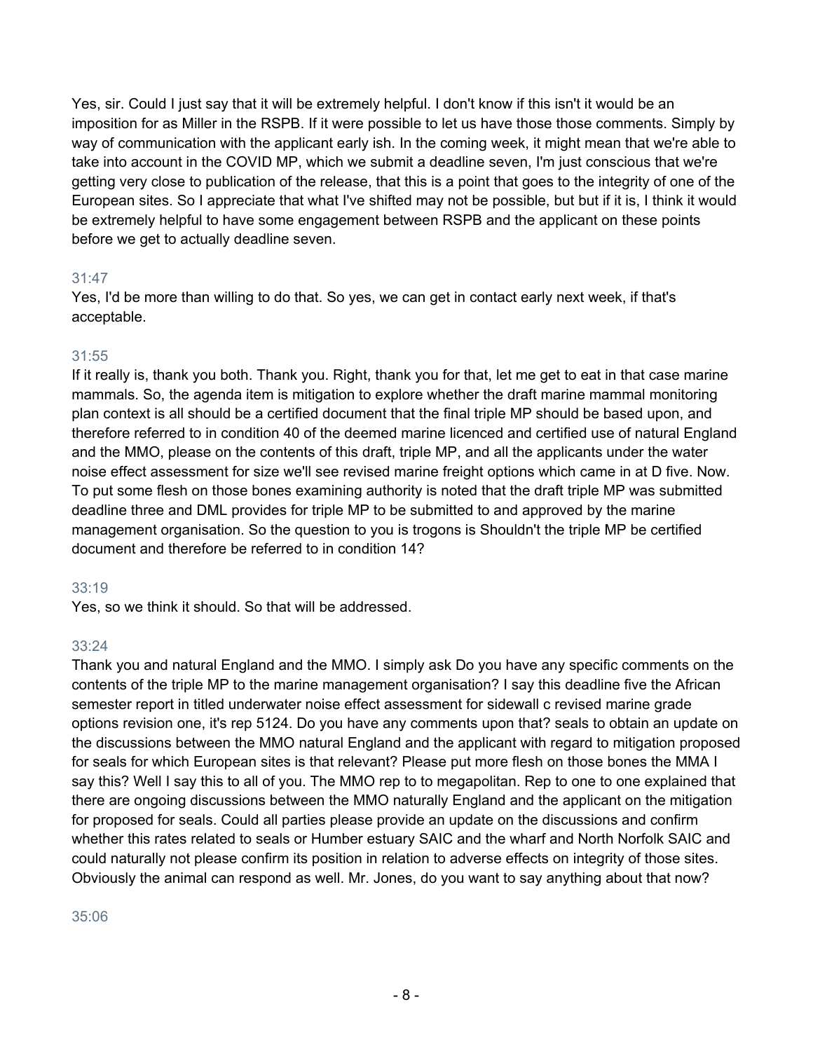Yes, sir. Could I just say that it will be extremely helpful. I don't know if this isn't it would be an imposition for as Miller in the RSPB. If it were possible to let us have those those comments. Simply by way of communication with the applicant early ish. In the coming week, it might mean that we're able to take into account in the COVID MP, which we submit a deadline seven, I'm just conscious that we're getting very close to publication of the release, that this is a point that goes to the integrity of one of the European sites. So I appreciate that what I've shifted may not be possible, but but if it is, I think it would be extremely helpful to have some engagement between RSPB and the applicant on these points before we get to actually deadline seven.

31:47

Yes, I'd be more than willing to do that. So yes, we can get in contact early next week, if that's acceptable.

31:55

If it really is, thank you both. Thank you. Right, thank you for that, let me get to eat in that case marine mammals. So, the agenda item is mitigation to explore whether the draft marine mammal monitoring plan context is all should be a certified document that the final triple MP should be based upon, and therefore referred to in condition 40 of the deemed marine licenced and certified use of natural England and the MMO, please on the contents of this draft, triple MP, and all the applicants under the water noise effect assessment for size we'll see revised marine freight options which came in at D five. Now. To put some flesh on those bones examining authority is noted that the draft triple MP was submitted deadline three and DML provides for triple MP to be submitted to and approved by the marine management organisation. So the question to you is trogons is Shouldn't the triple MP be certified document and therefore be referred to in condition 14?

33:19

Yes, so we think it should. So that will be addressed.

33:24

Thank you and natural England and the MMO. I simply ask Do you have any specific comments on the contents of the triple MP to the marine management organisation? I say this deadline five the African semester report in titled underwater noise effect assessment for sidewall c revised marine grade options revision one, it's rep 5124. Do you have any comments upon that? seals to obtain an update on the discussions between the MMO natural England and the applicant with regard to mitigation proposed for seals for which European sites is that relevant? Please put more flesh on those bones the MMA I say this? Well I say this to all of you. The MMO rep to to megapolitan. Rep to one to one explained that there are ongoing discussions between the MMO naturally England and the applicant on the mitigation for proposed for seals. Could all parties please provide an update on the discussions and confirm whether this rates related to seals or Humber estuary SAIC and the wharf and North Norfolk SAIC and could naturally not please confirm its position in relation to adverse effects on integrity of those sites. Obviously the animal can respond as well. Mr. Jones, do you want to say anything about that now?

35:06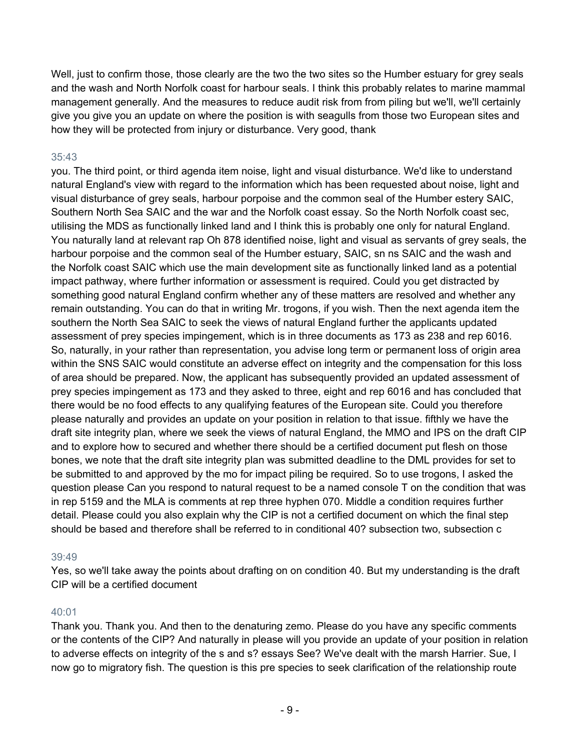Well, just to confirm those, those clearly are the two the two sites so the Humber estuary for grey seals and the wash and North Norfolk coast for harbour seals. I think this probably relates to marine mammal management generally. And the measures to reduce audit risk from from piling but we'll, we'll certainly give you give you an update on where the position is with seagulls from those two European sites and how they will be protected from injury or disturbance. Very good, thank

35:43

you. The third point, or third agenda item noise, light and visual disturbance. We'd like to understand natural England's view with regard to the information which has been requested about noise, light and visual disturbance of grey seals, harbour porpoise and the common seal of the Humber estery SAIC, Southern North Sea SAIC and the war and the Norfolk coast essay. So the North Norfolk coast sec, utilising the MDS as functionally linked land and I think this is probably one only for natural England. You naturally land at relevant rap Oh 878 identified noise, light and visual as servants of grey seals, the harbour porpoise and the common seal of the Humber estuary, SAIC, sn ns SAIC and the wash and the Norfolk coast SAIC which use the main development site as functionally linked land as a potential impact pathway, where further information or assessment is required. Could you get distracted by something good natural England confirm whether any of these matters are resolved and whether any remain outstanding. You can do that in writing Mr. trogons, if you wish. Then the next agenda item the southern the North Sea SAIC to seek the views of natural England further the applicants updated assessment of prey species impingement, which is in three documents as 173 as 238 and rep 6016. So, naturally, in your rather than representation, you advise long term or permanent loss of origin area within the SNS SAIC would constitute an adverse effect on integrity and the compensation for this loss of area should be prepared. Now, the applicant has subsequently provided an updated assessment of prey species impingement as 173 and they asked to three, eight and rep 6016 and has concluded that there would be no food effects to any qualifying features of the European site. Could you therefore please naturally and provides an update on your position in relation to that issue. fifthly we have the draft site integrity plan, where we seek the views of natural England, the MMO and IPS on the draft CIP and to explore how to secured and whether there should be a certified document put flesh on those bones, we note that the draft site integrity plan was submitted deadline to the DML provides for set to be submitted to and approved by the mo for impact piling be required. So to use trogons, I asked the question please Can you respond to natural request to be a named console T on the condition that was in rep 5159 and the MLA is comments at rep three hyphen 070. Middle a condition requires further detail. Please could you also explain why the CIP is not a certified document on which the final step should be based and therefore shall be referred to in conditional 40? subsection two, subsection c

39:49

Yes, so we'll take away the points about drafting on on condition 40. But my understanding is the draft CIP will be a certified document

40:01

Thank you. Thank you. And then to the denaturing zemo. Please do you have any specific comments or the contents of the CIP? And naturally in please will you provide an update of your position in relation to adverse effects on integrity of the s and s? essays See? We've dealt with the marsh Harrier. Sue, I now go to migratory fish. The question is this pre species to seek clarification of the relationship route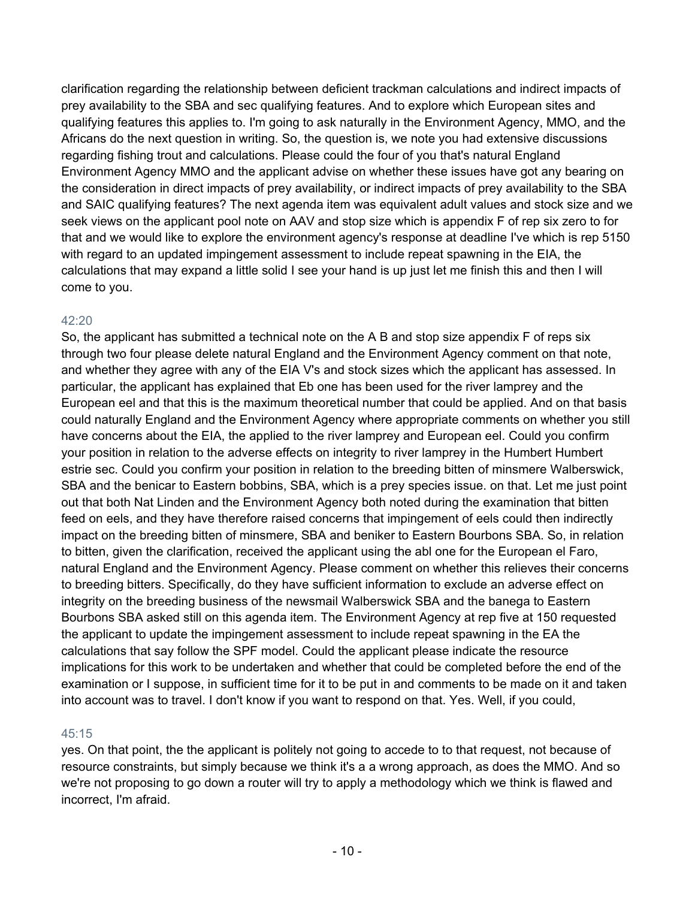clarification regarding the relationship between deficient trackman calculations and indirect impacts of prey availability to the SBA and sec qualifying features. And to explore which European sites and qualifying features this applies to. I'm going to ask naturally in the Environment Agency, MMO, and the Africans do the next question in writing. So, the question is, we note you had extensive discussions regarding fishing trout and calculations. Please could the four of you that's natural England Environment Agency MMO and the applicant advise on whether these issues have got any bearing on the consideration in direct impacts of prey availability, or indirect impacts of prey availability to the SBA and SAIC qualifying features? The next agenda item was equivalent adult values and stock size and we seek views on the applicant pool note on AAV and stop size which is appendix F of rep six zero to for that and we would like to explore the environment agency's response at deadline I've which is rep 5150 with regard to an updated impingement assessment to include repeat spawning in the EIA, the calculations that may expand a little solid I see your hand is up just let me finish this and then I will come to you.

42:20

So, the applicant has submitted a technical note on the A B and stop size appendix F of reps six through two four please delete natural England and the Environment Agency comment on that note, and whether they agree with any of the EIA V's and stock sizes which the applicant has assessed. In particular, the applicant has explained that Eb one has been used for the river lamprey and the European eel and that this is the maximum theoretical number that could be applied. And on that basis could naturally England and the Environment Agency where appropriate comments on whether you still have concerns about the EIA, the applied to the river lamprey and European eel. Could you confirm your position in relation to the adverse effects on integrity to river lamprey in the Humbert Humbert estrie sec. Could you confirm your position in relation to the breeding bitten of minsmere Walberswick, SBA and the benicar to Eastern bobbins, SBA, which is a prey species issue. on that. Let me just point out that both Nat Linden and the Environment Agency both noted during the examination that bitten feed on eels, and they have therefore raised concerns that impingement of eels could then indirectly impact on the breeding bitten of minsmere, SBA and beniker to Eastern Bourbons SBA. So, in relation to bitten, given the clarification, received the applicant using the abl one for the European el Faro, natural England and the Environment Agency. Please comment on whether this relieves their concerns to breeding bitters. Specifically, do they have sufficient information to exclude an adverse effect on integrity on the breeding business of the newsmail Walberswick SBA and the banega to Eastern Bourbons SBA asked still on this agenda item. The Environment Agency at rep five at 150 requested the applicant to update the impingement assessment to include repeat spawning in the EA the calculations that say follow the SPF model. Could the applicant please indicate the resource implications for this work to be undertaken and whether that could be completed before the end of the examination or I suppose, in sufficient time for it to be put in and comments to be made on it and taken into account was to travel. I don't know if you want to respond on that. Yes. Well, if you could,

45:15

yes. On that point, the the applicant is politely not going to accede to to that request, not because of resource constraints, but simply because we think it's a a wrong approach, as does the MMO. And so we're not proposing to go down a router will try to apply a methodology which we think is flawed and incorrect, I'm afraid.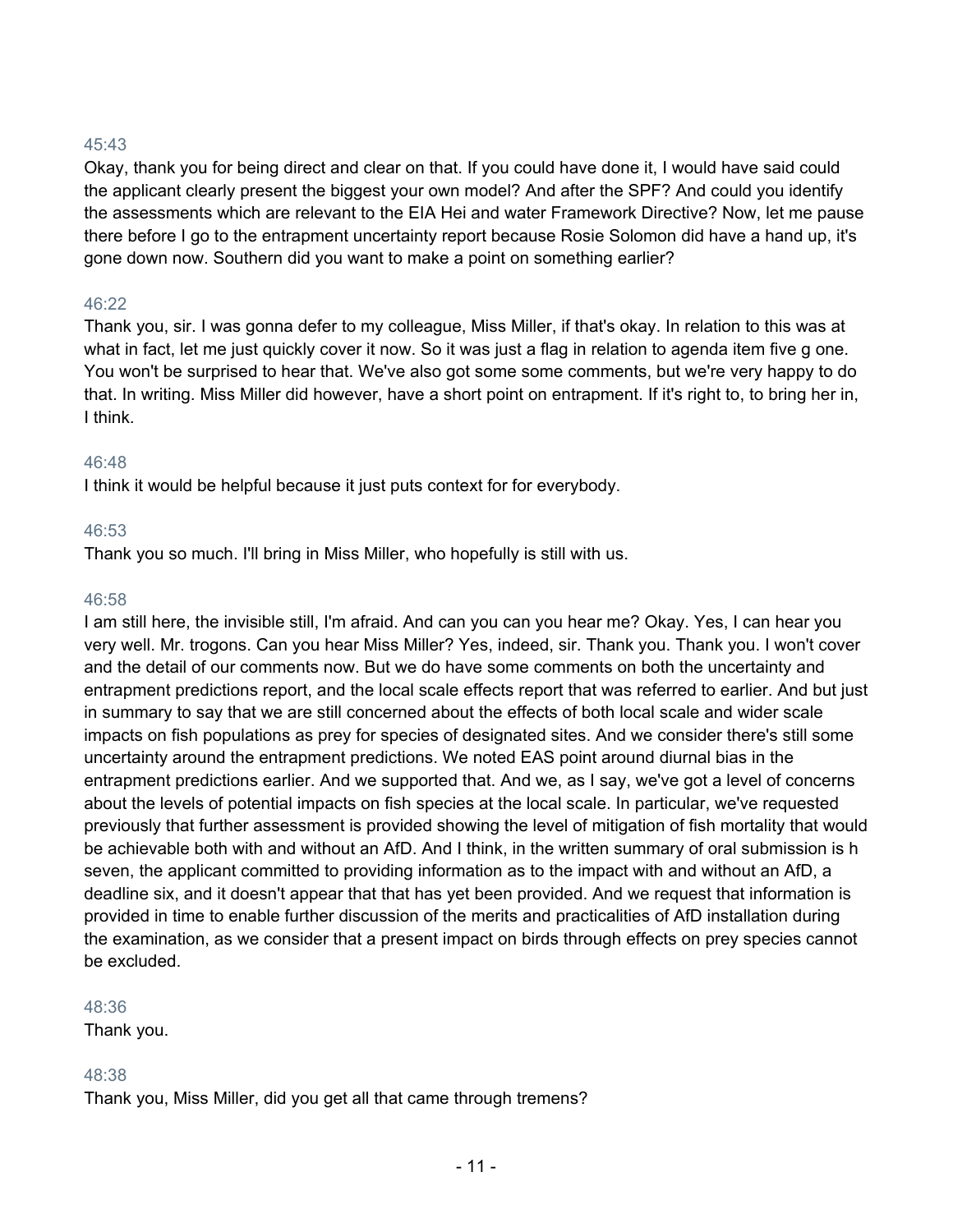45:43

Okay, thank you for being direct and clear on that. If you could have done it, I would have said could the applicant clearly present the biggest your own model? And after the SPF? And could you identify the assessments which are relevant to the EIA Hei and water Framework Directive? Now, let me pause there before I go to the entrapment uncertainty report because Rosie Solomon did have a hand up, it's gone down now. Southern did you want to make a point on something earlier?

46:22

Thank you, sir. I was gonna defer to my colleague, Miss Miller, if that's okay. In relation to this was at what in fact, let me just quickly cover it now. So it was just a flag in relation to agenda item five g one. You won't be surprised to hear that. We've also got some some comments, but we're very happy to do that. In writing. Miss Miller did however, have a short point on entrapment. If it's right to, to bring her in, I think.

46:48

I think it would be helpful because it just puts context for for everybody.

46:53

Thank you so much. I'll bring in Miss Miller, who hopefully is still with us.

46:58

I am still here, the invisible still, I'm afraid. And can you can you hear me? Okay. Yes, I can hear you very well. Mr. trogons. Can you hear Miss Miller? Yes, indeed, sir. Thank you. Thank you. I won't cover and the detail of our comments now. But we do have some comments on both the uncertainty and entrapment predictions report, and the local scale effects report that was referred to earlier. And but just in summary to say that we are still concerned about the effects of both local scale and wider scale impacts on fish populations as prey for species of designated sites. And we consider there's still some uncertainty around the entrapment predictions. We noted EAS point around diurnal bias in the entrapment predictions earlier. And we supported that. And we, as I say, we've got a level of concerns about the levels of potential impacts on fish species at the local scale. In particular, we've requested previously that further assessment is provided showing the level of mitigation of fish mortality that would be achievable both with and without an AfD. And I think, in the written summary of oral submission is h seven, the applicant committed to providing information as to the impact with and without an AfD, a deadline six, and it doesn't appear that that has yet been provided. And we request that information is provided in time to enable further discussion of the merits and practicalities of AfD installation during the examination, as we consider that a present impact on birds through effects on prey species cannot be excluded.

48:36

Thank you.

48:38

Thank you, Miss Miller, did you get all that came through tremens?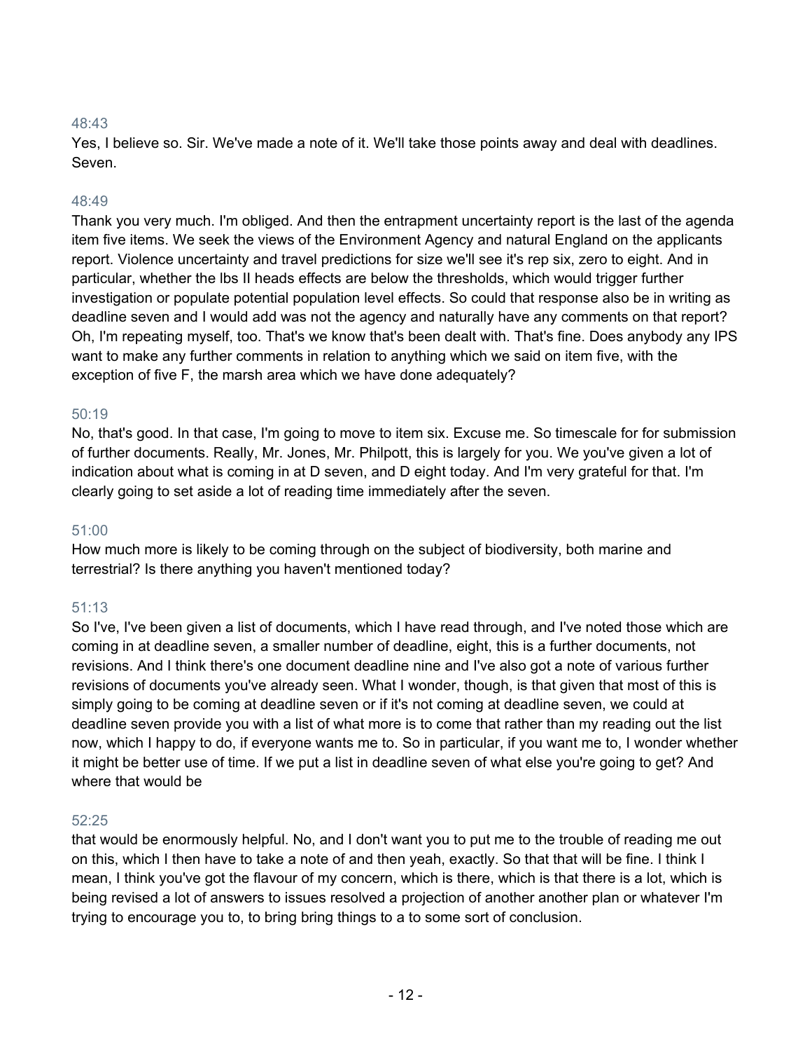48:43

Yes, I believe so. Sir. We've made a note of it. We'll take those points away and deal with deadlines. Seven.

48:49

Thank you very much. I'm obliged. And then the entrapment uncertainty report is the last of the agenda item five items. We seek the views of the Environment Agency and natural England on the applicants report. Violence uncertainty and travel predictions for size we'll see it's rep six, zero to eight. And in particular, whether the lbs II heads effects are below the thresholds, which would trigger further investigation or populate potential population level effects. So could that response also be in writing as deadline seven and I would add was not the agency and naturally have any comments on that report? Oh, I'm repeating myself, too. That's we know that's been dealt with. That's fine. Does anybody any IPS want to make any further comments in relation to anything which we said on item five, with the exception of five F, the marsh area which we have done adequately?

50:19

No, that's good. In that case, I'm going to move to item six. Excuse me. So timescale for for submission of further documents. Really, Mr. Jones, Mr. Philpott, this is largely for you. We you've given a lot of indication about what is coming in at D seven, and D eight today. And I'm very grateful for that. I'm clearly going to set aside a lot of reading time immediately after the seven.

51:00

How much more is likely to be coming through on the subject of biodiversity, both marine and terrestrial? Is there anything you haven't mentioned today?

51:13

So I've, I've been given a list of documents, which I have read through, and I've noted those which are coming in at deadline seven, a smaller number of deadline, eight, this is a further documents, not revisions. And I think there's one document deadline nine and I've also got a note of various further revisions of documents you've already seen. What I wonder, though, is that given that most of this is simply going to be coming at deadline seven or if it's not coming at deadline seven, we could at deadline seven provide you with a list of what more is to come that rather than my reading out the list now, which I happy to do, if everyone wants me to. So in particular, if you want me to, I wonder whether it might be better use of time. If we put a list in deadline seven of what else you're going to get? And where that would be

52:25

that would be enormously helpful. No, and I don't want you to put me to the trouble of reading me out on this, which I then have to take a note of and then yeah, exactly. So that that will be fine. I think I mean, I think you've got the flavour of my concern, which is there, which is that there is a lot, which is being revised a lot of answers to issues resolved a projection of another another plan or whatever I'm trying to encourage you to, to bring bring things to a to some sort of conclusion.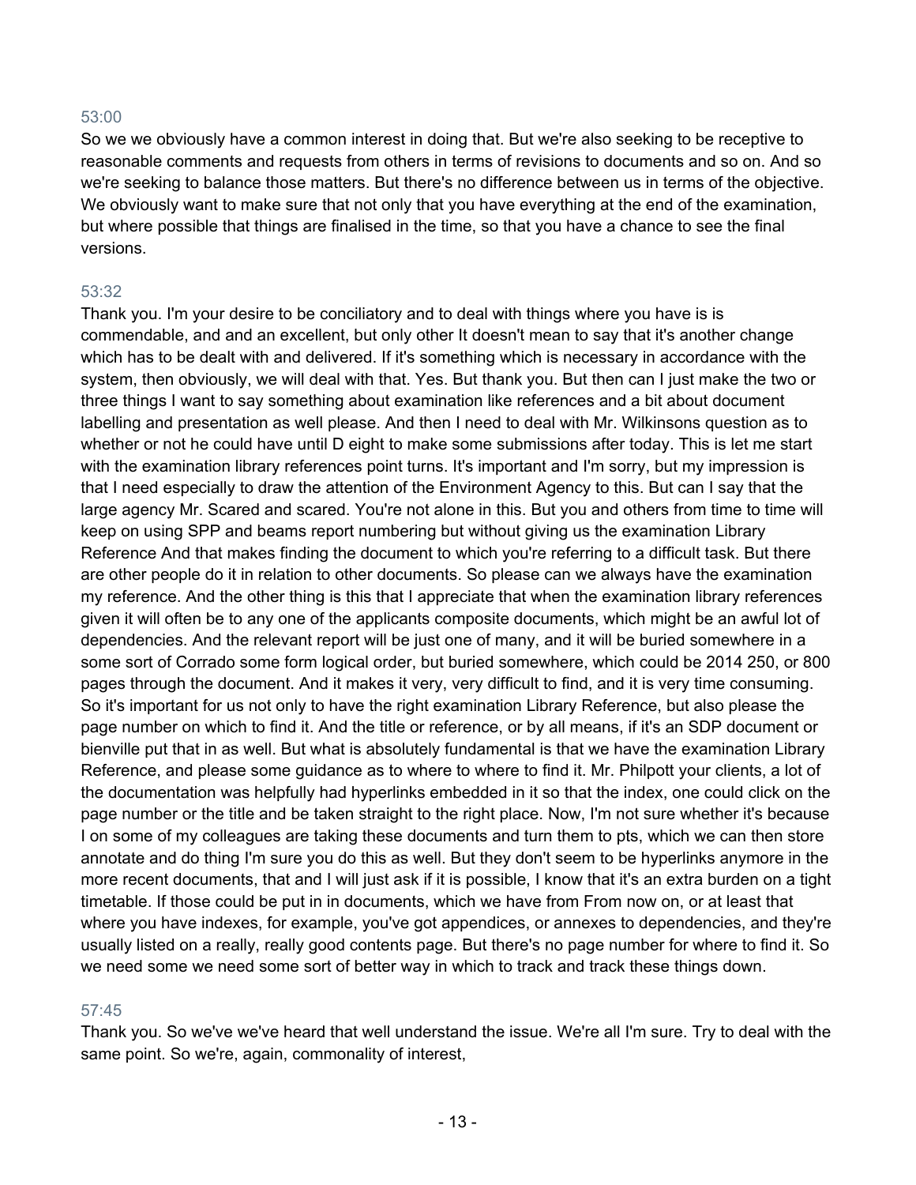53:00

So we we obviously have a common interest in doing that. But we're also seeking to be receptive to reasonable comments and requests from others in terms of revisions to documents and so on. And so we're seeking to balance those matters. But there's no difference between us in terms of the objective. We obviously want to make sure that not only that you have everything at the end of the examination, but where possible that things are finalised in the time, so that you have a chance to see the final versions.

53:32

Thank you. I'm your desire to be conciliatory and to deal with things where you have is is commendable, and and an excellent, but only other It doesn't mean to say that it's another change which has to be dealt with and delivered. If it's something which is necessary in accordance with the system, then obviously, we will deal with that. Yes. But thank you. But then can I just make the two or three things I want to say something about examination like references and a bit about document labelling and presentation as well please. And then I need to deal with Mr. Wilkinsons question as to whether or not he could have until D eight to make some submissions after today. This is let me start with the examination library references point turns. It's important and I'm sorry, but my impression is that I need especially to draw the attention of the Environment Agency to this. But can I say that the large agency Mr. Scared and scared. You're not alone in this. But you and others from time to time will keep on using SPP and beams report numbering but without giving us the examination Library Reference And that makes finding the document to which you're referring to a difficult task. But there are other people do it in relation to other documents. So please can we always have the examination my reference. And the other thing is this that I appreciate that when the examination library references given it will often be to any one of the applicants composite documents, which might be an awful lot of dependencies. And the relevant report will be just one of many, and it will be buried somewhere in a some sort of Corrado some form logical order, but buried somewhere, which could be 2014 250, or 800 pages through the document. And it makes it very, very difficult to find, and it is very time consuming. So it's important for us not only to have the right examination Library Reference, but also please the page number on which to find it. And the title or reference, or by all means, if it's an SDP document or bienville put that in as well. But what is absolutely fundamental is that we have the examination Library Reference, and please some guidance as to where to where to find it. Mr. Philpott your clients, a lot of the documentation was helpfully had hyperlinks embedded in it so that the index, one could click on the page number or the title and be taken straight to the right place. Now, I'm not sure whether it's because I on some of my colleagues are taking these documents and turn them to pts, which we can then store annotate and do thing I'm sure you do this as well. But they don't seem to be hyperlinks anymore in the more recent documents, that and I will just ask if it is possible, I know that it's an extra burden on a tight timetable. If those could be put in in documents, which we have from From now on, or at least that where you have indexes, for example, you've got appendices, or annexes to dependencies, and they're usually listed on a really, really good contents page. But there's no page number for where to find it. So we need some we need some sort of better way in which to track and track these things down.

57:45

Thank you. So we've we've heard that well understand the issue. We're all I'm sure. Try to deal with the same point. So we're, again, commonality of interest,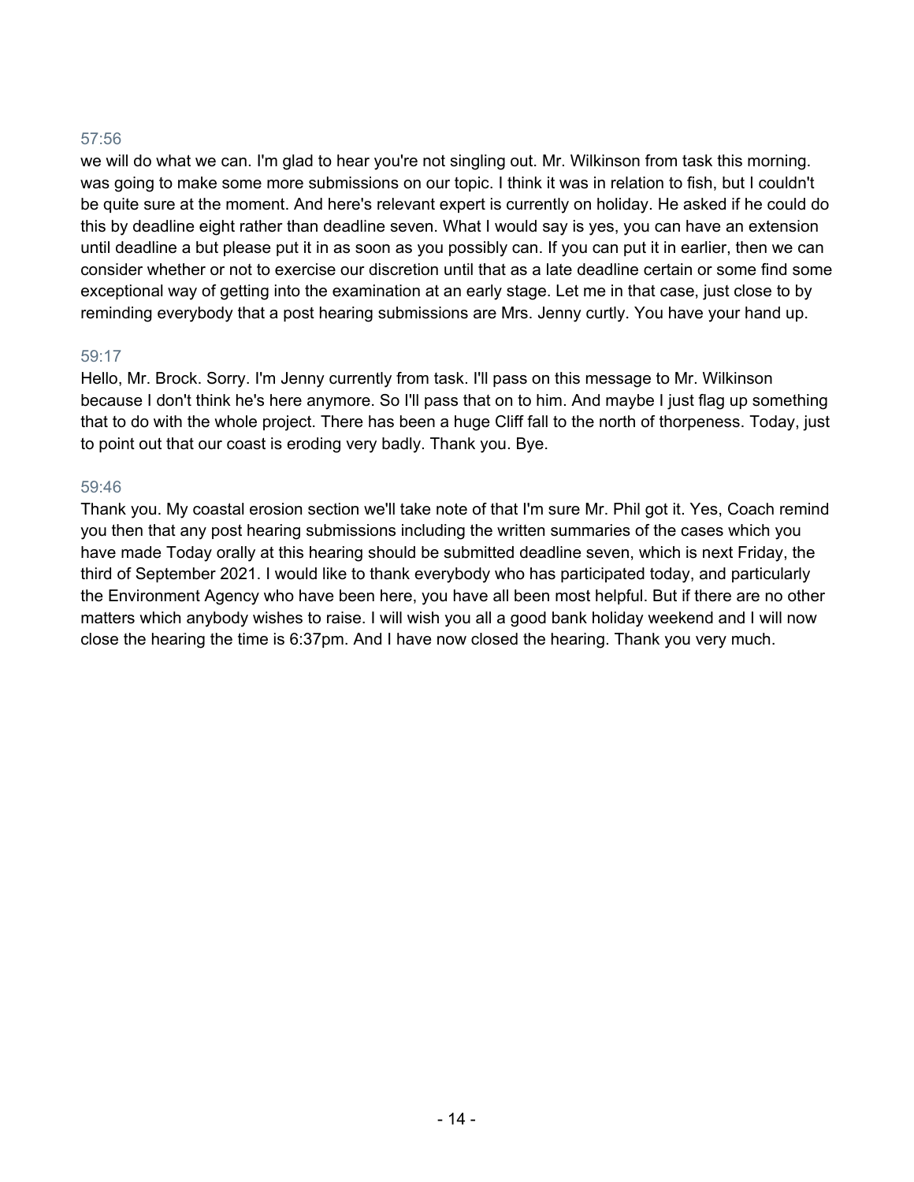57:56

we will do what we can. I'm glad to hear you're not singling out. Mr. Wilkinson from task this morning. was going to make some more submissions on our topic. I think it was in relation to fish, but I couldn't be quite sure at the moment. And here's relevant expert is currently on holiday. He asked if he could do this by deadline eight rather than deadline seven. What I would say is yes, you can have an extension until deadline a but please put it in as soon as you possibly can. If you can put it in earlier, then we can consider whether or not to exercise our discretion until that as a late deadline certain or some find some exceptional way of getting into the examination at an early stage. Let me in that case, just close to by reminding everybody that a post hearing submissions are Mrs. Jenny curtly. You have your hand up.

59:17

Hello, Mr. Brock. Sorry. I'm Jenny currently from task. I'll pass on this message to Mr. Wilkinson because I don't think he's here anymore. So I'll pass that on to him. And maybe I just flag up something that to do with the whole project. There has been a huge Cliff fall to the north of thorpeness. Today, just to point out that our coast is eroding very badly. Thank you. Bye.

59:46

Thank you. My coastal erosion section we'll take note of that I'm sure Mr. Phil got it. Yes, Coach remind you then that any post hearing submissions including the written summaries of the cases which you have made Today orally at this hearing should be submitted deadline seven, which is next Friday, the third of September 2021. I would like to thank everybody who has participated today, and particularly the Environment Agency who have been here, you have all been most helpful. But if there are no other matters which anybody wishes to raise. I will wish you all a good bank holiday weekend and I will now close the hearing the time is 6:37pm. And I have now closed the hearing. Thank you very much.